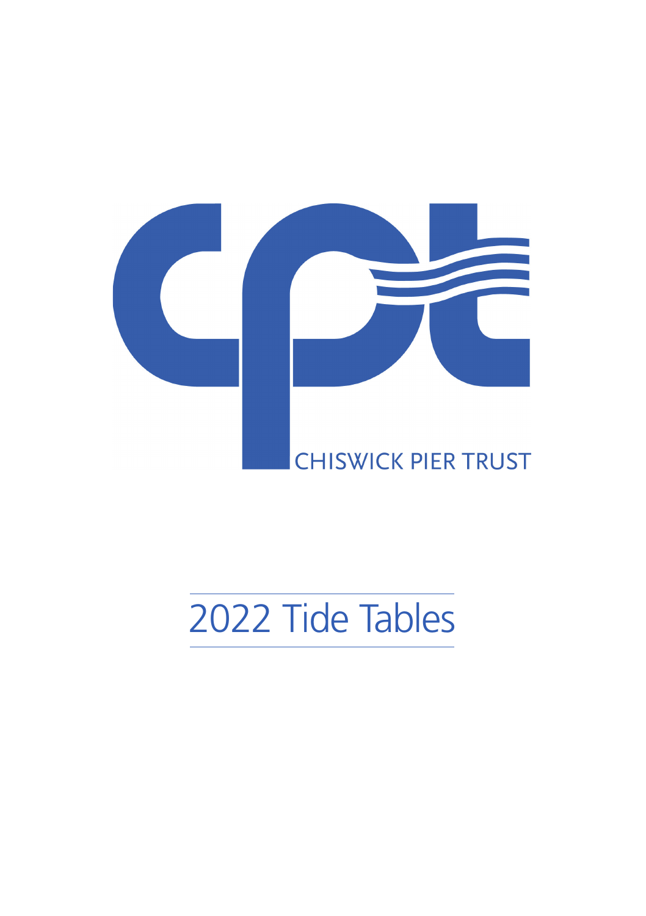CHISWICK PIER TRUST

# 2022 Tide Tables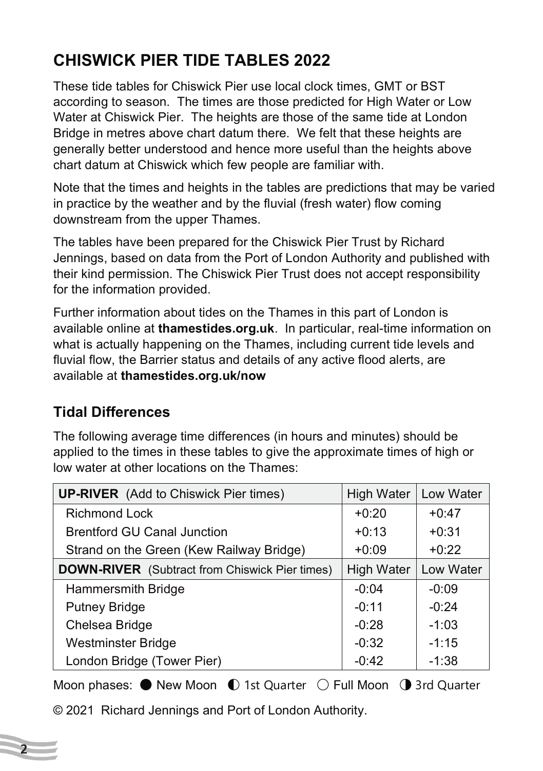# CHISWICK PIER TIDE TABLES 2022

These tide tables for Chiswick Pier use local clock times, GMT or BST according to season. The times are those predicted for High Water or Low Water at Chiswick Pier. The heights are those of the same tide at London Bridge in metres above chart datum there. We felt that these heights are generally better understood and hence more useful than the heights above chart datum at Chiswick which few people are familiar with.

Note that the times and heights in the tables are predictions that may be varied in practice by the weather and by the fluvial (fresh water) flow coming downstream from the upper Thames.

The tables have been prepared for the Chiswick Pier Trust by Richard Jennings, based on data from the Port of London Authority and published with their kind permission. The Chiswick Pier Trust does not accept responsibility for the information provided.

Further information about tides on the Thames in this part of London is available online at **thamestides.org.uk**. In particular, real-time information on what is actually happening on the Thames, including current tide levels and fluvial flow, the Barrier status and details of any active flood alerts, are available at **thamestides.org.uk/now**

## Tidal Differences

The following average time differences (in hours and minutes) should be applied to the times in these tables to give the approximate times of high or low water at other locations on the Thames:

| **UP-RIVER** (Add to Chiswick Pier times) | High Water | Low Water |
|---|---|---|
| Richmond Lock | +0:20 | +0:47 |
| Brentford GU Canal Junction | +0:13 | +0:31 |
| Strand on the Green (Kew Railway Bridge) | +0:09 | +0:22 |
| **DOWN-RIVER** (Subtract from Chiswick Pier times) | **High Water** | **Low Water** |
| Hammersmith Bridge | -0:04 | -0:09 |
| Putney Bridge | -0:11 | -0:24 |
| Chelsea Bridge | -0:28 | -1:03 |
| Westminster Bridge | -0:32 | -1:15 |
| London Bridge (Tower Pier) | -0:42 | -1:38 |

Moon phases: ● New Moon ◐ 1st Quarter ○ Full Moon ◑ 3rd Quarter

© 2021 Richard Jennings and Port of London Authority.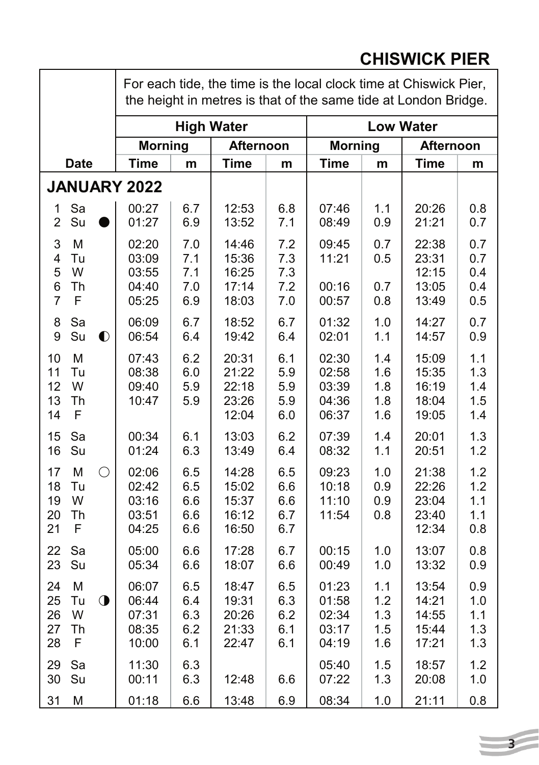# CHISWICK PIER

For each tide, the time is the local clock time at Chiswick Pier, the height in metres is that of the same tide at London Bridge.

| Date | | | High Water | | | | Low Water | | | |
|---|---|---|---|---|---|---|---|---|---|---|
| | | | Morning | | Afternoon | | Morning | | Afternoon | |
| | | | Time | m | Time | m | Time | m | Time | m |
| **JANUARY 2022** | | | | | | | | | | |
| 1 | Sa | | 00:27 | 6.7 | 12:53 | 6.8 | 07:46 | 1.1 | 20:26 | 0.8 |
| 2 | Su | ● | 01:27 | 6.9 | 13:52 | 7.1 | 08:49 | 0.9 | 21:21 | 0.7 |
| 3 | M | | 02:20 | 7.0 | 14:46 | 7.2 | 09:45 | 0.7 | 22:38 | 0.7 |
| 4 | Tu | | 03:09 | 7.1 | 15:36 | 7.3 | 11:21 | 0.5 | 23:31 | 0.7 |
| 5 | W | | 03:55 | 7.1 | 16:25 | 7.3 | | | 12:15 | 0.4 |
| 6 | Th | | 04:40 | 7.0 | 17:14 | 7.2 | 00:16 | 0.7 | 13:05 | 0.4 |
| 7 | F | | 05:25 | 6.9 | 18:03 | 7.0 | 00:57 | 0.8 | 13:49 | 0.5 |
| 8 | Sa | | 06:09 | 6.7 | 18:52 | 6.7 | 01:32 | 1.0 | 14:27 | 0.7 |
| 9 | Su | ◐ | 06:54 | 6.4 | 19:42 | 6.4 | 02:01 | 1.1 | 14:57 | 0.9 |
| 10 | M | | 07:43 | 6.2 | 20:31 | 6.1 | 02:30 | 1.4 | 15:09 | 1.1 |
| 11 | Tu | | 08:38 | 6.0 | 21:22 | 5.9 | 02:58 | 1.6 | 15:35 | 1.3 |
| 12 | W | | 09:40 | 5.9 | 22:18 | 5.9 | 03:39 | 1.8 | 16:19 | 1.4 |
| 13 | Th | | 10:47 | 5.9 | 23:26 | 5.9 | 04:36 | 1.8 | 18:04 | 1.5 |
| 14 | F | | | | 12:04 | 6.0 | 06:37 | 1.6 | 19:05 | 1.4 |
| 15 | Sa | | 00:34 | 6.1 | 13:03 | 6.2 | 07:39 | 1.4 | 20:01 | 1.3 |
| 16 | Su | | 01:24 | 6.3 | 13:49 | 6.4 | 08:32 | 1.1 | 20:51 | 1.2 |
| 17 | M | ○ | 02:06 | 6.5 | 14:28 | 6.5 | 09:23 | 1.0 | 21:38 | 1.2 |
| 18 | Tu | | 02:42 | 6.5 | 15:02 | 6.6 | 10:18 | 0.9 | 22:26 | 1.2 |
| 19 | W | | 03:16 | 6.6 | 15:37 | 6.6 | 11:10 | 0.9 | 23:04 | 1.1 |
| 20 | Th | | 03:51 | 6.6 | 16:12 | 6.7 | 11:54 | 0.8 | 23:40 | 1.1 |
| 21 | F | | 04:25 | 6.6 | 16:50 | 6.7 | | | 12:34 | 0.8 |
| 22 | Sa | | 05:00 | 6.6 | 17:28 | 6.7 | 00:15 | 1.0 | 13:07 | 0.8 |
| 23 | Su | | 05:34 | 6.6 | 18:07 | 6.6 | 00:49 | 1.0 | 13:32 | 0.9 |
| 24 | M | | 06:07 | 6.5 | 18:47 | 6.5 | 01:23 | 1.1 | 13:54 | 0.9 |
| 25 | Tu | ◑ | 06:44 | 6.4 | 19:31 | 6.3 | 01:58 | 1.2 | 14:21 | 1.0 |
| 26 | W | | 07:31 | 6.3 | 20:26 | 6.2 | 02:34 | 1.3 | 14:55 | 1.1 |
| 27 | Th | | 08:35 | 6.2 | 21:33 | 6.1 | 03:17 | 1.5 | 15:44 | 1.3 |
| 28 | F | | 10:00 | 6.1 | 22:47 | 6.1 | 04:19 | 1.6 | 17:21 | 1.3 |
| 29 | Sa | | 11:30 | 6.3 | | | 05:40 | 1.5 | 18:57 | 1.2 |
| 30 | Su | | 00:11 | 6.3 | 12:48 | 6.6 | 07:22 | 1.3 | 20:08 | 1.0 |
| 31 | M | | 01:18 | 6.6 | 13:48 | 6.9 | 08:34 | 1.0 | 21:11 | 0.8 |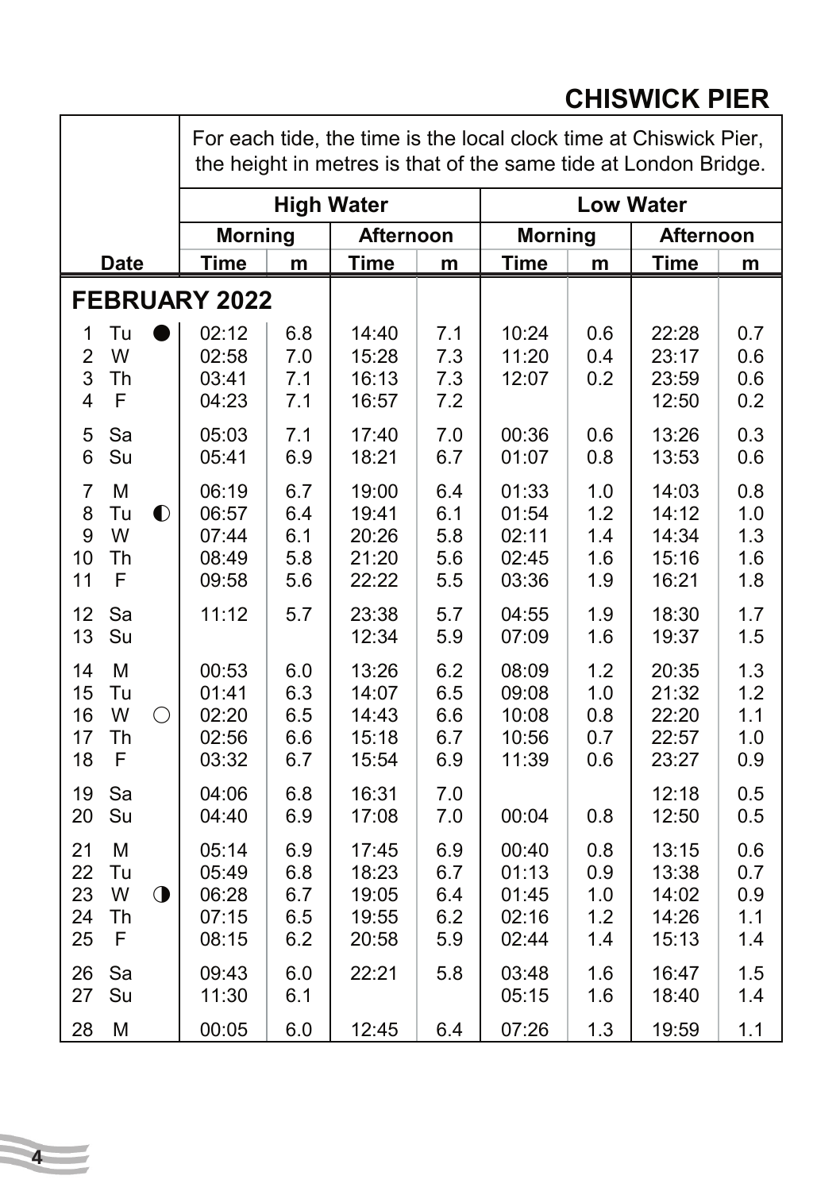## CHISWICK PIER

| Date | | | High Water | | | | Low Water | | | |
|---|---|---|---|---|---|---|---|---|---|---|
| | | | Morning | | Afternoon | | Morning | | Afternoon | |
| | | | Time | m | Time | m | Time | m | Time | m |

For each tide, the time is the local clock time at Chiswick Pier, the height in metres is that of the same tide at London Bridge.

**FEBRUARY 2022**

| Date | Day | Moon | HW Morning Time | m | HW Afternoon Time | m | LW Morning Time | m | LW Afternoon Time | m |
|---|---|---|---|---|---|---|---|---|---|---|
| 1 | Tu | ● | 02:12 | 6.8 | 14:40 | 7.1 | 10:24 | 0.6 | 22:28 | 0.7 |
| 2 | W | | 02:58 | 7.0 | 15:28 | 7.3 | 11:20 | 0.4 | 23:17 | 0.6 |
| 3 | Th | | 03:41 | 7.1 | 16:13 | 7.3 | 12:07 | 0.2 | 23:59 | 0.6 |
| 4 | F | | 04:23 | 7.1 | 16:57 | 7.2 | | | 12:50 | 0.2 |
| 5 | Sa | | 05:03 | 7.1 | 17:40 | 7.0 | 00:36 | 0.6 | 13:26 | 0.3 |
| 6 | Su | | 05:41 | 6.9 | 18:21 | 6.7 | 01:07 | 0.8 | 13:53 | 0.6 |
| 7 | M | | 06:19 | 6.7 | 19:00 | 6.4 | 01:33 | 1.0 | 14:03 | 0.8 |
| 8 | Tu | ◐ | 06:57 | 6.4 | 19:41 | 6.1 | 01:54 | 1.2 | 14:12 | 1.0 |
| 9 | W | | 07:44 | 6.1 | 20:26 | 5.8 | 02:11 | 1.4 | 14:34 | 1.3 |
| 10 | Th | | 08:49 | 5.8 | 21:20 | 5.6 | 02:45 | 1.6 | 15:16 | 1.6 |
| 11 | F | | 09:58 | 5.6 | 22:22 | 5.5 | 03:36 | 1.9 | 16:21 | 1.8 |
| 12 | Sa | | 11:12 | 5.7 | 23:38 | 5.7 | 04:55 | 1.9 | 18:30 | 1.7 |
| 13 | Su | | | | 12:34 | 5.9 | 07:09 | 1.6 | 19:37 | 1.5 |
| 14 | M | | 00:53 | 6.0 | 13:26 | 6.2 | 08:09 | 1.2 | 20:35 | 1.3 |
| 15 | Tu | | 01:41 | 6.3 | 14:07 | 6.5 | 09:08 | 1.0 | 21:32 | 1.2 |
| 16 | W | ○ | 02:20 | 6.5 | 14:43 | 6.6 | 10:08 | 0.8 | 22:20 | 1.1 |
| 17 | Th | | 02:56 | 6.6 | 15:18 | 6.7 | 10:56 | 0.7 | 22:57 | 1.0 |
| 18 | F | | 03:32 | 6.7 | 15:54 | 6.9 | 11:39 | 0.6 | 23:27 | 0.9 |
| 19 | Sa | | 04:06 | 6.8 | 16:31 | 7.0 | | | 12:18 | 0.5 |
| 20 | Su | | 04:40 | 6.9 | 17:08 | 7.0 | 00:04 | 0.8 | 12:50 | 0.5 |
| 21 | M | | 05:14 | 6.9 | 17:45 | 6.9 | 00:40 | 0.8 | 13:15 | 0.6 |
| 22 | Tu | | 05:49 | 6.8 | 18:23 | 6.7 | 01:13 | 0.9 | 13:38 | 0.7 |
| 23 | W | ◑ | 06:28 | 6.7 | 19:05 | 6.4 | 01:45 | 1.0 | 14:02 | 0.9 |
| 24 | Th | | 07:15 | 6.5 | 19:55 | 6.2 | 02:16 | 1.2 | 14:26 | 1.1 |
| 25 | F | | 08:15 | 6.2 | 20:58 | 5.9 | 02:44 | 1.4 | 15:13 | 1.4 |
| 26 | Sa | | 09:43 | 6.0 | 22:21 | 5.8 | 03:48 | 1.6 | 16:47 | 1.5 |
| 27 | Su | | 11:30 | 6.1 | | | 05:15 | 1.6 | 18:40 | 1.4 |
| 28 | M | | 00:05 | 6.0 | 12:45 | 6.4 | 07:26 | 1.3 | 19:59 | 1.1 |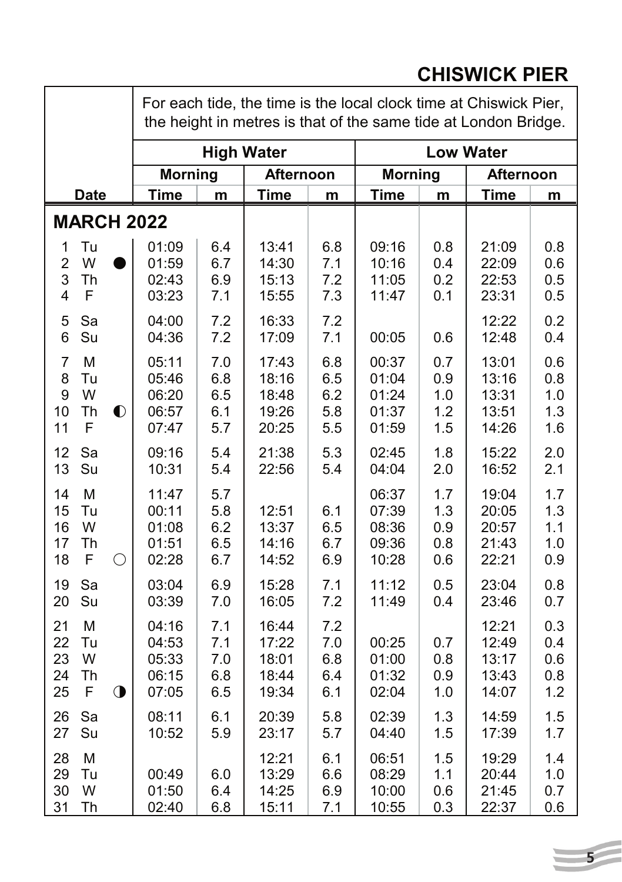# CHISWICK PIER

| Date | | | High Water | | | | Low Water | | | |
|---|---|---|---|---|---|---|---|---|---|---|
| | | | Morning | | Afternoon | | Morning | | Afternoon | |
| | | | Time | m | Time | m | Time | m | Time | m |
| **MARCH 2022** | | | | | | | | | | |
| 1 | Tu | | 01:09 | 6.4 | 13:41 | 6.8 | 09:16 | 0.8 | 21:09 | 0.8 |
| 2 | W | ● | 01:59 | 6.7 | 14:30 | 7.1 | 10:16 | 0.4 | 22:09 | 0.6 |
| 3 | Th | | 02:43 | 6.9 | 15:13 | 7.2 | 11:05 | 0.2 | 22:53 | 0.5 |
| 4 | F | | 03:23 | 7.1 | 15:55 | 7.3 | 11:47 | 0.1 | 23:31 | 0.5 |
| 5 | Sa | | 04:00 | 7.2 | 16:33 | 7.2 | | | 12:22 | 0.2 |
| 6 | Su | | 04:36 | 7.2 | 17:09 | 7.1 | 00:05 | 0.6 | 12:48 | 0.4 |
| 7 | M | | 05:11 | 7.0 | 17:43 | 6.8 | 00:37 | 0.7 | 13:01 | 0.6 |
| 8 | Tu | | 05:46 | 6.8 | 18:16 | 6.5 | 01:04 | 0.9 | 13:16 | 0.8 |
| 9 | W | | 06:20 | 6.5 | 18:48 | 6.2 | 01:24 | 1.0 | 13:31 | 1.0 |
| 10 | Th | ◐ | 06:57 | 6.1 | 19:26 | 5.8 | 01:37 | 1.2 | 13:51 | 1.3 |
| 11 | F | | 07:47 | 5.7 | 20:25 | 5.5 | 01:59 | 1.5 | 14:26 | 1.6 |
| 12 | Sa | | 09:16 | 5.4 | 21:38 | 5.3 | 02:45 | 1.8 | 15:22 | 2.0 |
| 13 | Su | | 10:31 | 5.4 | 22:56 | 5.4 | 04:04 | 2.0 | 16:52 | 2.1 |
| 14 | M | | 11:47 | 5.7 | | | 06:37 | 1.7 | 19:04 | 1.7 |
| 15 | Tu | | 00:11 | 5.8 | 12:51 | 6.1 | 07:39 | 1.3 | 20:05 | 1.3 |
| 16 | W | | 01:08 | 6.2 | 13:37 | 6.5 | 08:36 | 0.9 | 20:57 | 1.1 |
| 17 | Th | | 01:51 | 6.5 | 14:16 | 6.7 | 09:36 | 0.8 | 21:43 | 1.0 |
| 18 | F | ○ | 02:28 | 6.7 | 14:52 | 6.9 | 10:28 | 0.6 | 22:21 | 0.9 |
| 19 | Sa | | 03:04 | 6.9 | 15:28 | 7.1 | 11:12 | 0.5 | 23:04 | 0.8 |
| 20 | Su | | 03:39 | 7.0 | 16:05 | 7.2 | 11:49 | 0.4 | 23:46 | 0.7 |
| 21 | M | | 04:16 | 7.1 | 16:44 | 7.2 | | | 12:21 | 0.3 |
| 22 | Tu | | 04:53 | 7.1 | 17:22 | 7.0 | 00:25 | 0.7 | 12:49 | 0.4 |
| 23 | W | | 05:33 | 7.0 | 18:01 | 6.8 | 01:00 | 0.8 | 13:17 | 0.6 |
| 24 | Th | | 06:15 | 6.8 | 18:44 | 6.4 | 01:32 | 0.9 | 13:43 | 0.8 |
| 25 | F | ◑ | 07:05 | 6.5 | 19:34 | 6.1 | 02:04 | 1.0 | 14:07 | 1.2 |
| 26 | Sa | | 08:11 | 6.1 | 20:39 | 5.8 | 02:39 | 1.3 | 14:59 | 1.5 |
| 27 | Su | | 10:52 | 5.9 | 23:17 | 5.7 | 04:40 | 1.5 | 17:39 | 1.7 |
| 28 | M | | | | 12:21 | 6.1 | 06:51 | 1.5 | 19:29 | 1.4 |
| 29 | Tu | | 00:49 | 6.0 | 13:29 | 6.6 | 08:29 | 1.1 | 20:44 | 1.0 |
| 30 | W | | 01:50 | 6.4 | 14:25 | 6.9 | 10:00 | 0.6 | 21:45 | 0.7 |
| 31 | Th | | 02:40 | 6.8 | 15:11 | 7.1 | 10:55 | 0.3 | 22:37 | 0.6 |

For each tide, the time is the local clock time at Chiswick Pier, the height in metres is that of the same tide at London Bridge.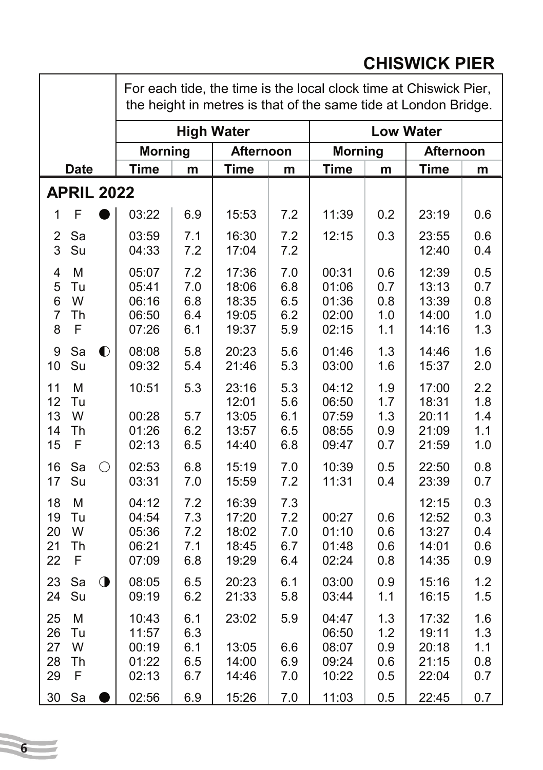# CHISWICK PIER

For each tide, the time is the local clock time at Chiswick Pier, the height in metres is that of the same tide at London Bridge.

| Date | | | High Water | | | | Low Water | | | |
|---|---|---|---|---|---|---|---|---|---|---|
| | | | Morning | | Afternoon | | Morning | | Afternoon | |
| | | | Time | m | Time | m | Time | m | Time | m |
| **APRIL 2022** | | | | | | | | | | |
| 1 | F | ● | 03:22 | 6.9 | 15:53 | 7.2 | 11:39 | 0.2 | 23:19 | 0.6 |
| 2 | Sa | | 03:59 | 7.1 | 16:30 | 7.2 | 12:15 | 0.3 | 23:55 | 0.6 |
| 3 | Su | | 04:33 | 7.2 | 17:04 | 7.2 | | | 12:40 | 0.4 |
| 4 | M | | 05:07 | 7.2 | 17:36 | 7.0 | 00:31 | 0.6 | 12:39 | 0.5 |
| 5 | Tu | | 05:41 | 7.0 | 18:06 | 6.8 | 01:06 | 0.7 | 13:13 | 0.7 |
| 6 | W | | 06:16 | 6.8 | 18:35 | 6.5 | 01:36 | 0.8 | 13:39 | 0.8 |
| 7 | Th | | 06:50 | 6.4 | 19:05 | 6.2 | 02:00 | 1.0 | 14:00 | 1.0 |
| 8 | F | | 07:26 | 6.1 | 19:37 | 5.9 | 02:15 | 1.1 | 14:16 | 1.3 |
| 9 | Sa | ◐ | 08:08 | 5.8 | 20:23 | 5.6 | 01:46 | 1.3 | 14:46 | 1.6 |
| 10 | Su | | 09:32 | 5.4 | 21:46 | 5.3 | 03:00 | 1.6 | 15:37 | 2.0 |
| 11 | M | | 10:51 | 5.3 | 23:16 | 5.3 | 04:12 | 1.9 | 17:00 | 2.2 |
| 12 | Tu | | | | 12:01 | 5.6 | 06:50 | 1.7 | 18:31 | 1.8 |
| 13 | W | | 00:28 | 5.7 | 13:05 | 6.1 | 07:59 | 1.3 | 20:11 | 1.4 |
| 14 | Th | | 01:26 | 6.2 | 13:57 | 6.5 | 08:55 | 0.9 | 21:09 | 1.1 |
| 15 | F | | 02:13 | 6.5 | 14:40 | 6.8 | 09:47 | 0.7 | 21:59 | 1.0 |
| 16 | Sa | ○ | 02:53 | 6.8 | 15:19 | 7.0 | 10:39 | 0.5 | 22:50 | 0.8 |
| 17 | Su | | 03:31 | 7.0 | 15:59 | 7.2 | 11:31 | 0.4 | 23:39 | 0.7 |
| 18 | M | | 04:12 | 7.2 | 16:39 | 7.3 | | | 12:15 | 0.3 |
| 19 | Tu | | 04:54 | 7.3 | 17:20 | 7.2 | 00:27 | 0.6 | 12:52 | 0.3 |
| 20 | W | | 05:36 | 7.2 | 18:02 | 7.0 | 01:10 | 0.6 | 13:27 | 0.4 |
| 21 | Th | | 06:21 | 7.1 | 18:45 | 6.7 | 01:48 | 0.6 | 14:01 | 0.6 |
| 22 | F | | 07:09 | 6.8 | 19:29 | 6.4 | 02:24 | 0.8 | 14:35 | 0.9 |
| 23 | Sa | ◑ | 08:05 | 6.5 | 20:23 | 6.1 | 03:00 | 0.9 | 15:16 | 1.2 |
| 24 | Su | | 09:19 | 6.2 | 21:33 | 5.8 | 03:44 | 1.1 | 16:15 | 1.5 |
| 25 | M | | 10:43 | 6.1 | 23:02 | 5.9 | 04:47 | 1.3 | 17:32 | 1.6 |
| 26 | Tu | | 11:57 | 6.3 | | | 06:50 | 1.2 | 19:11 | 1.3 |
| 27 | W | | 00:19 | 6.1 | 13:05 | 6.6 | 08:07 | 0.9 | 20:18 | 1.1 |
| 28 | Th | | 01:22 | 6.5 | 14:00 | 6.9 | 09:24 | 0.6 | 21:15 | 0.8 |
| 29 | F | | 02:13 | 6.7 | 14:46 | 7.0 | 10:22 | 0.5 | 22:04 | 0.7 |
| 30 | Sa | ● | 02:56 | 6.9 | 15:26 | 7.0 | 11:03 | 0.5 | 22:45 | 0.7 |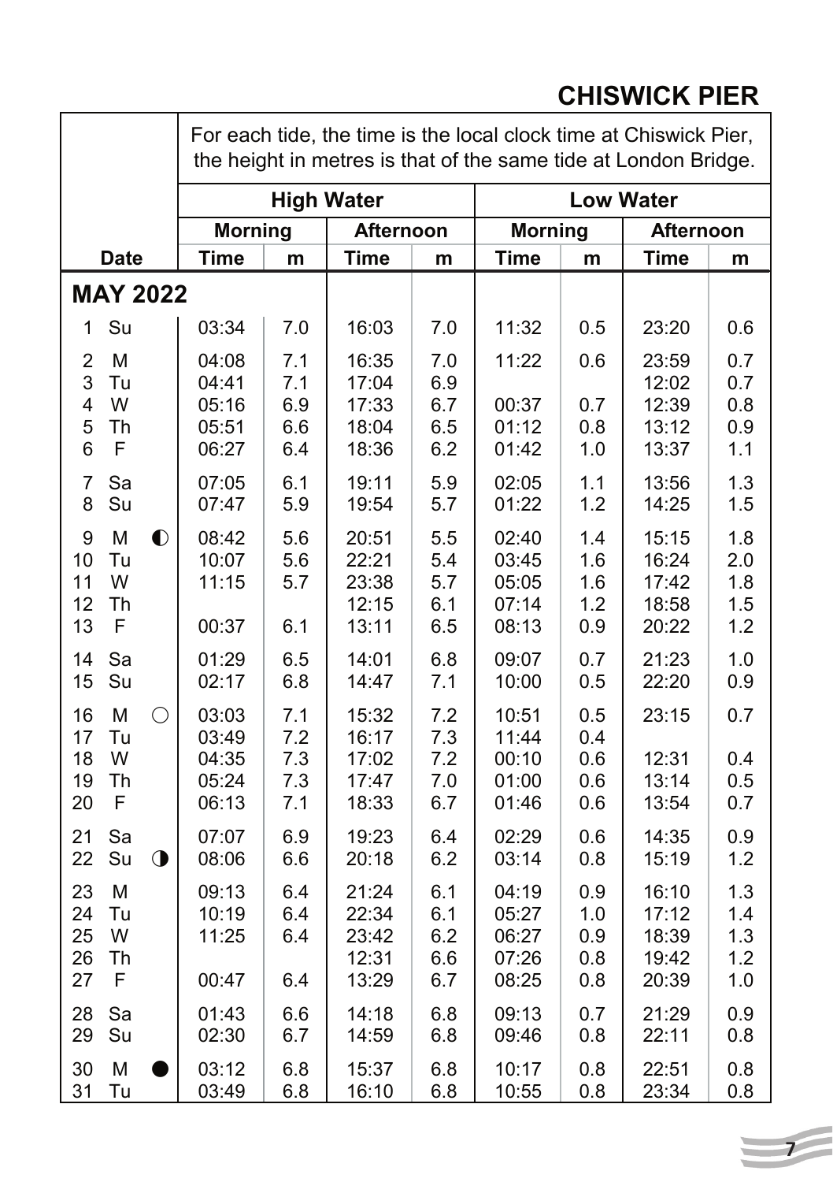# CHISWICK PIER

| Date | | | High Water | | | | Low Water | | | |
|---|---|---|---|---|---|---|---|---|---|---|
| | | | Morning | | Afternoon | | Morning | | Afternoon | |
| | | | Time | m | Time | m | Time | m | Time | m |
| **MAY 2022** | | | | | | | | | | |
| 1 | Su | | 03:34 | 7.0 | 16:03 | 7.0 | 11:32 | 0.5 | 23:20 | 0.6 |
| 2 | M | | 04:08 | 7.1 | 16:35 | 7.0 | 11:22 | 0.6 | 23:59 | 0.7 |
| 3 | Tu | | 04:41 | 7.1 | 17:04 | 6.9 | | | 12:02 | 0.7 |
| 4 | W | | 05:16 | 6.9 | 17:33 | 6.7 | 00:37 | 0.7 | 12:39 | 0.8 |
| 5 | Th | | 05:51 | 6.6 | 18:04 | 6.5 | 01:12 | 0.8 | 13:12 | 0.9 |
| 6 | F | | 06:27 | 6.4 | 18:36 | 6.2 | 01:42 | 1.0 | 13:37 | 1.1 |
| 7 | Sa | | 07:05 | 6.1 | 19:11 | 5.9 | 02:05 | 1.1 | 13:56 | 1.3 |
| 8 | Su | | 07:47 | 5.9 | 19:54 | 5.7 | 01:22 | 1.2 | 14:25 | 1.5 |
| 9 | M | ◐ | 08:42 | 5.6 | 20:51 | 5.5 | 02:40 | 1.4 | 15:15 | 1.8 |
| 10 | Tu | | 10:07 | 5.6 | 22:21 | 5.4 | 03:45 | 1.6 | 16:24 | 2.0 |
| 11 | W | | 11:15 | 5.7 | 23:38 | 5.7 | 05:05 | 1.6 | 17:42 | 1.8 |
| 12 | Th | | | | 12:15 | 6.1 | 07:14 | 1.2 | 18:58 | 1.5 |
| 13 | F | | 00:37 | 6.1 | 13:11 | 6.5 | 08:13 | 0.9 | 20:22 | 1.2 |
| 14 | Sa | | 01:29 | 6.5 | 14:01 | 6.8 | 09:07 | 0.7 | 21:23 | 1.0 |
| 15 | Su | | 02:17 | 6.8 | 14:47 | 7.1 | 10:00 | 0.5 | 22:20 | 0.9 |
| 16 | M | ○ | 03:03 | 7.1 | 15:32 | 7.2 | 10:51 | 0.5 | 23:15 | 0.7 |
| 17 | Tu | | 03:49 | 7.2 | 16:17 | 7.3 | 11:44 | 0.4 | | |
| 18 | W | | 04:35 | 7.3 | 17:02 | 7.2 | 00:10 | 0.6 | 12:31 | 0.4 |
| 19 | Th | | 05:24 | 7.3 | 17:47 | 7.0 | 01:00 | 0.6 | 13:14 | 0.5 |
| 20 | F | | 06:13 | 7.1 | 18:33 | 6.7 | 01:46 | 0.6 | 13:54 | 0.7 |
| 21 | Sa | | 07:07 | 6.9 | 19:23 | 6.4 | 02:29 | 0.6 | 14:35 | 0.9 |
| 22 | Su | ◑ | 08:06 | 6.6 | 20:18 | 6.2 | 03:14 | 0.8 | 15:19 | 1.2 |
| 23 | M | | 09:13 | 6.4 | 21:24 | 6.1 | 04:19 | 0.9 | 16:10 | 1.3 |
| 24 | Tu | | 10:19 | 6.4 | 22:34 | 6.1 | 05:27 | 1.0 | 17:12 | 1.4 |
| 25 | W | | 11:25 | 6.4 | 23:42 | 6.2 | 06:27 | 0.9 | 18:39 | 1.3 |
| 26 | Th | | | | 12:31 | 6.6 | 07:26 | 0.8 | 19:42 | 1.2 |
| 27 | F | | 00:47 | 6.4 | 13:29 | 6.7 | 08:25 | 0.8 | 20:39 | 1.0 |
| 28 | Sa | | 01:43 | 6.6 | 14:18 | 6.8 | 09:13 | 0.7 | 21:29 | 0.9 |
| 29 | Su | | 02:30 | 6.7 | 14:59 | 6.8 | 09:46 | 0.8 | 22:11 | 0.8 |
| 30 | M | ● | 03:12 | 6.8 | 15:37 | 6.8 | 10:17 | 0.8 | 22:51 | 0.8 |
| 31 | Tu | | 03:49 | 6.8 | 16:10 | 6.8 | 10:55 | 0.8 | 23:34 | 0.8 |

For each tide, the time is the local clock time at Chiswick Pier, the height in metres is that of the same tide at London Bridge.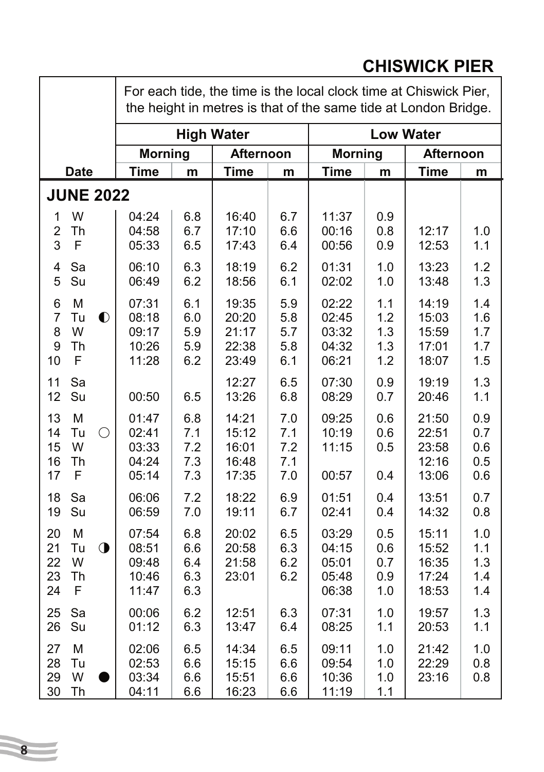## CHISWICK PIER

For each tide, the time is the local clock time at Chiswick Pier, the height in metres is that of the same tide at London Bridge.

| Date | | | High Water | | | | Low Water | | | |
|---|---|---|---|---|---|---|---|---|---|---|
| | | | Morning | | Afternoon | | Morning | | Afternoon | |
| | | | Time | m | Time | m | Time | m | Time | m |
| **JUNE 2022** | | | | | | | | | | |
| 1 | W | | 04:24 | 6.8 | 16:40 | 6.7 | 11:37 | 0.9 | | |
| 2 | Th | | 04:58 | 6.7 | 17:10 | 6.6 | 00:16 | 0.8 | 12:17 | 1.0 |
| 3 | F | | 05:33 | 6.5 | 17:43 | 6.4 | 00:56 | 0.9 | 12:53 | 1.1 |
| 4 | Sa | | 06:10 | 6.3 | 18:19 | 6.2 | 01:31 | 1.0 | 13:23 | 1.2 |
| 5 | Su | | 06:49 | 6.2 | 18:56 | 6.1 | 02:02 | 1.0 | 13:48 | 1.3 |
| 6 | M | | 07:31 | 6.1 | 19:35 | 5.9 | 02:22 | 1.1 | 14:19 | 1.4 |
| 7 | Tu | ◐ | 08:18 | 6.0 | 20:20 | 5.8 | 02:45 | 1.2 | 15:03 | 1.6 |
| 8 | W | | 09:17 | 5.9 | 21:17 | 5.7 | 03:32 | 1.3 | 15:59 | 1.7 |
| 9 | Th | | 10:26 | 5.9 | 22:38 | 5.8 | 04:32 | 1.3 | 17:01 | 1.7 |
| 10 | F | | 11:28 | 6.2 | 23:49 | 6.1 | 06:21 | 1.2 | 18:07 | 1.5 |
| 11 | Sa | | | | 12:27 | 6.5 | 07:30 | 0.9 | 19:19 | 1.3 |
| 12 | Su | | 00:50 | 6.5 | 13:26 | 6.8 | 08:29 | 0.7 | 20:46 | 1.1 |
| 13 | M | | 01:47 | 6.8 | 14:21 | 7.0 | 09:25 | 0.6 | 21:50 | 0.9 |
| 14 | Tu | ○ | 02:41 | 7.1 | 15:12 | 7.1 | 10:19 | 0.6 | 22:51 | 0.7 |
| 15 | W | | 03:33 | 7.2 | 16:01 | 7.2 | 11:15 | 0.5 | 23:58 | 0.6 |
| 16 | Th | | 04:24 | 7.3 | 16:48 | 7.1 | | | 12:16 | 0.5 |
| 17 | F | | 05:14 | 7.3 | 17:35 | 7.0 | 00:57 | 0.4 | 13:06 | 0.6 |
| 18 | Sa | | 06:06 | 7.2 | 18:22 | 6.9 | 01:51 | 0.4 | 13:51 | 0.7 |
| 19 | Su | | 06:59 | 7.0 | 19:11 | 6.7 | 02:41 | 0.4 | 14:32 | 0.8 |
| 20 | M | | 07:54 | 6.8 | 20:02 | 6.5 | 03:29 | 0.5 | 15:11 | 1.0 |
| 21 | Tu | ◑ | 08:51 | 6.6 | 20:58 | 6.3 | 04:15 | 0.6 | 15:52 | 1.1 |
| 22 | W | | 09:48 | 6.4 | 21:58 | 6.2 | 05:01 | 0.7 | 16:35 | 1.3 |
| 23 | Th | | 10:46 | 6.3 | 23:01 | 6.2 | 05:48 | 0.9 | 17:24 | 1.4 |
| 24 | F | | 11:47 | 6.3 | | | 06:38 | 1.0 | 18:53 | 1.4 |
| 25 | Sa | | 00:06 | 6.2 | 12:51 | 6.3 | 07:31 | 1.0 | 19:57 | 1.3 |
| 26 | Su | | 01:12 | 6.3 | 13:47 | 6.4 | 08:25 | 1.1 | 20:53 | 1.1 |
| 27 | M | | 02:06 | 6.5 | 14:34 | 6.5 | 09:11 | 1.0 | 21:42 | 1.0 |
| 28 | Tu | | 02:53 | 6.6 | 15:15 | 6.6 | 09:54 | 1.0 | 22:29 | 0.8 |
| 29 | W | ● | 03:34 | 6.6 | 15:51 | 6.6 | 10:36 | 1.0 | 23:16 | 0.8 |
| 30 | Th | | 04:11 | 6.6 | 16:23 | 6.6 | 11:19 | 1.1 | | |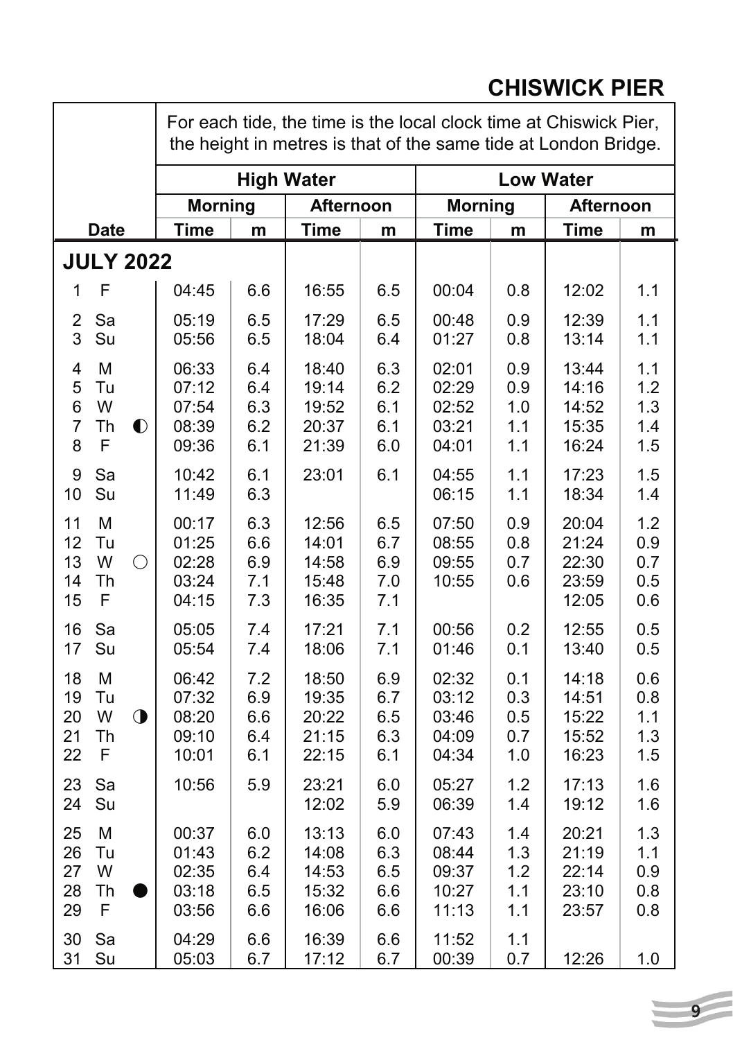# CHISWICK PIER

For each tide, the time is the local clock time at Chiswick Pier, the height in metres is that of the same tide at London Bridge.

| | High Water | | | | Low Water | | | |
|---|---|---|---|---|---|---|---|---|
| | Morning | | Afternoon | | Morning | | Afternoon | |
| Date | Time | m | Time | m | Time | m | Time | m |
| **JULY 2022** | | | | | | | | |
| 1 F | 04:45 | 6.6 | 16:55 | 6.5 | 00:04 | 0.8 | 12:02 | 1.1 |
| 2 Sa | 05:19 | 6.5 | 17:29 | 6.5 | 00:48 | 0.9 | 12:39 | 1.1 |
| 3 Su | 05:56 | 6.5 | 18:04 | 6.4 | 01:27 | 0.8 | 13:14 | 1.1 |
| 4 M | 06:33 | 6.4 | 18:40 | 6.3 | 02:01 | 0.9 | 13:44 | 1.1 |
| 5 Tu | 07:12 | 6.4 | 19:14 | 6.2 | 02:29 | 0.9 | 14:16 | 1.2 |
| 6 W | 07:54 | 6.3 | 19:52 | 6.1 | 02:52 | 1.0 | 14:52 | 1.3 |
| 7 Th ◐ | 08:39 | 6.2 | 20:37 | 6.1 | 03:21 | 1.1 | 15:35 | 1.4 |
| 8 F | 09:36 | 6.1 | 21:39 | 6.0 | 04:01 | 1.1 | 16:24 | 1.5 |
| 9 Sa | 10:42 | 6.1 | 23:01 | 6.1 | 04:55 | 1.1 | 17:23 | 1.5 |
| 10 Su | 11:49 | 6.3 | | | 06:15 | 1.1 | 18:34 | 1.4 |
| 11 M | 00:17 | 6.3 | 12:56 | 6.5 | 07:50 | 0.9 | 20:04 | 1.2 |
| 12 Tu | 01:25 | 6.6 | 14:01 | 6.7 | 08:55 | 0.8 | 21:24 | 0.9 |
| 13 W ○ | 02:28 | 6.9 | 14:58 | 6.9 | 09:55 | 0.7 | 22:30 | 0.7 |
| 14 Th | 03:24 | 7.1 | 15:48 | 7.0 | 10:55 | 0.6 | 23:59 | 0.5 |
| 15 F | 04:15 | 7.3 | 16:35 | 7.1 | | | 12:05 | 0.6 |
| 16 Sa | 05:05 | 7.4 | 17:21 | 7.1 | 00:56 | 0.2 | 12:55 | 0.5 |
| 17 Su | 05:54 | 7.4 | 18:06 | 7.1 | 01:46 | 0.1 | 13:40 | 0.5 |
| 18 M | 06:42 | 7.2 | 18:50 | 6.9 | 02:32 | 0.1 | 14:18 | 0.6 |
| 19 Tu | 07:32 | 6.9 | 19:35 | 6.7 | 03:12 | 0.3 | 14:51 | 0.8 |
| 20 W ◑ | 08:20 | 6.6 | 20:22 | 6.5 | 03:46 | 0.5 | 15:22 | 1.1 |
| 21 Th | 09:10 | 6.4 | 21:15 | 6.3 | 04:09 | 0.7 | 15:52 | 1.3 |
| 22 F | 10:01 | 6.1 | 22:15 | 6.1 | 04:34 | 1.0 | 16:23 | 1.5 |
| 23 Sa | 10:56 | 5.9 | 23:21 | 6.0 | 05:27 | 1.2 | 17:13 | 1.6 |
| 24 Su | | | 12:02 | 5.9 | 06:39 | 1.4 | 19:12 | 1.6 |
| 25 M | 00:37 | 6.0 | 13:13 | 6.0 | 07:43 | 1.4 | 20:21 | 1.3 |
| 26 Tu | 01:43 | 6.2 | 14:08 | 6.3 | 08:44 | 1.3 | 21:19 | 1.1 |
| 27 W | 02:35 | 6.4 | 14:53 | 6.5 | 09:37 | 1.2 | 22:14 | 0.9 |
| 28 Th ● | 03:18 | 6.5 | 15:32 | 6.6 | 10:27 | 1.1 | 23:10 | 0.8 |
| 29 F | 03:56 | 6.6 | 16:06 | 6.6 | 11:13 | 1.1 | 23:57 | 0.8 |
| 30 Sa | 04:29 | 6.6 | 16:39 | 6.6 | 11:52 | 1.1 | | |
| 31 Su | 05:03 | 6.7 | 17:12 | 6.7 | 00:39 | 0.7 | 12:26 | 1.0 |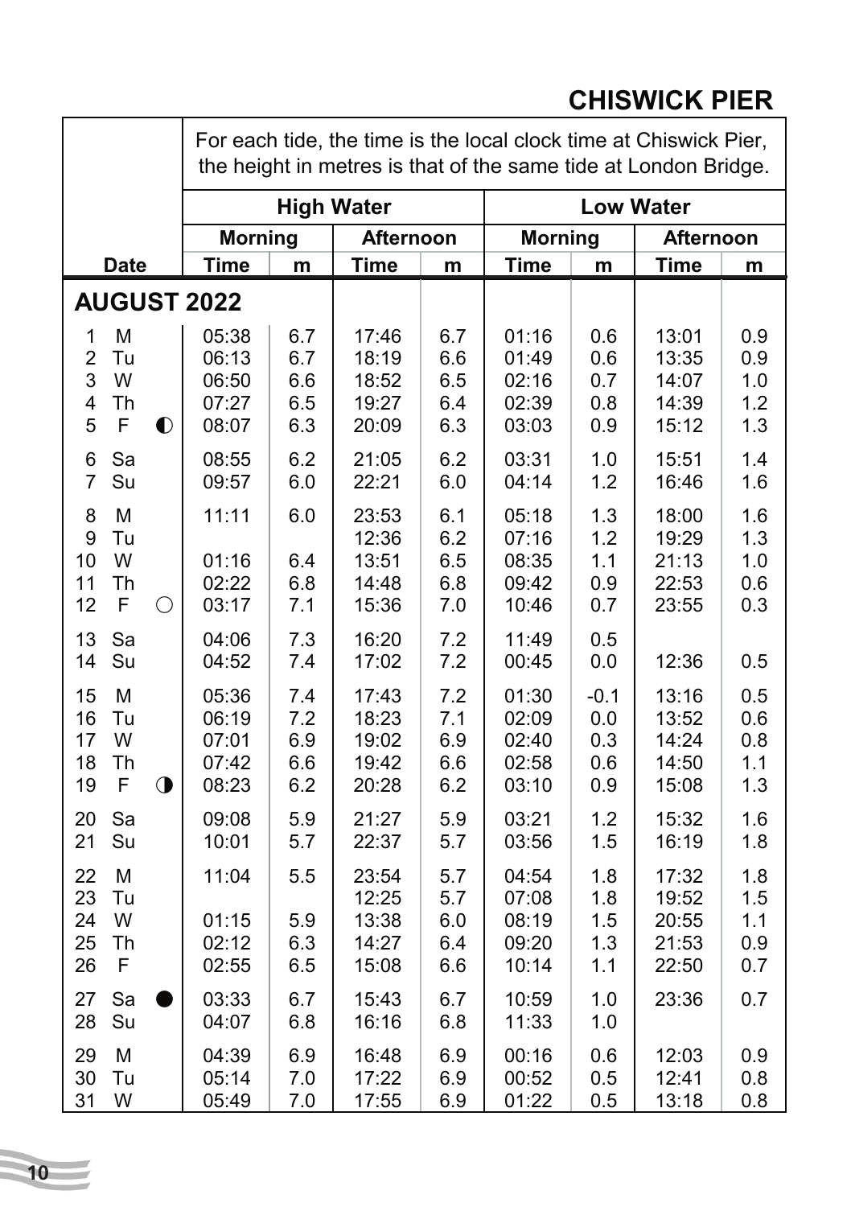## CHISWICK PIER

For each tide, the time is the local clock time at Chiswick Pier, the height in metres is that of the same tide at London Bridge.

| Date | | | High Water | | | | Low Water | | | |
|---|---|---|---|---|---|---|---|---|---|---|
| | | | Morning | | Afternoon | | Morning | | Afternoon | |
| | | | Time | m | Time | m | Time | m | Time | m |
| **AUGUST 2022** | | | | | | | | | | |
| 1 | M | | 05:38 | 6.7 | 17:46 | 6.7 | 01:16 | 0.6 | 13:01 | 0.9 |
| 2 | Tu | | 06:13 | 6.7 | 18:19 | 6.6 | 01:49 | 0.6 | 13:35 | 0.9 |
| 3 | W | | 06:50 | 6.6 | 18:52 | 6.5 | 02:16 | 0.7 | 14:07 | 1.0 |
| 4 | Th | | 07:27 | 6.5 | 19:27 | 6.4 | 02:39 | 0.8 | 14:39 | 1.2 |
| 5 | F | ◐ | 08:07 | 6.3 | 20:09 | 6.3 | 03:03 | 0.9 | 15:12 | 1.3 |
| 6 | Sa | | 08:55 | 6.2 | 21:05 | 6.2 | 03:31 | 1.0 | 15:51 | 1.4 |
| 7 | Su | | 09:57 | 6.0 | 22:21 | 6.0 | 04:14 | 1.2 | 16:46 | 1.6 |
| 8 | M | | 11:11 | 6.0 | 23:53 | 6.1 | 05:18 | 1.3 | 18:00 | 1.6 |
| 9 | Tu | | | | 12:36 | 6.2 | 07:16 | 1.2 | 19:29 | 1.3 |
| 10 | W | | 01:16 | 6.4 | 13:51 | 6.5 | 08:35 | 1.1 | 21:13 | 1.0 |
| 11 | Th | | 02:22 | 6.8 | 14:48 | 6.8 | 09:42 | 0.9 | 22:53 | 0.6 |
| 12 | F | ○ | 03:17 | 7.1 | 15:36 | 7.0 | 10:46 | 0.7 | 23:55 | 0.3 |
| 13 | Sa | | 04:06 | 7.3 | 16:20 | 7.2 | 11:49 | 0.5 | | |
| 14 | Su | | 04:52 | 7.4 | 17:02 | 7.2 | 00:45 | 0.0 | 12:36 | 0.5 |
| 15 | M | | 05:36 | 7.4 | 17:43 | 7.2 | 01:30 | -0.1 | 13:16 | 0.5 |
| 16 | Tu | | 06:19 | 7.2 | 18:23 | 7.1 | 02:09 | 0.0 | 13:52 | 0.6 |
| 17 | W | | 07:01 | 6.9 | 19:02 | 6.9 | 02:40 | 0.3 | 14:24 | 0.8 |
| 18 | Th | | 07:42 | 6.6 | 19:42 | 6.6 | 02:58 | 0.6 | 14:50 | 1.1 |
| 19 | F | ◑ | 08:23 | 6.2 | 20:28 | 6.2 | 03:10 | 0.9 | 15:08 | 1.3 |
| 20 | Sa | | 09:08 | 5.9 | 21:27 | 5.9 | 03:21 | 1.2 | 15:32 | 1.6 |
| 21 | Su | | 10:01 | 5.7 | 22:37 | 5.7 | 03:56 | 1.5 | 16:19 | 1.8 |
| 22 | M | | 11:04 | 5.5 | 23:54 | 5.7 | 04:54 | 1.8 | 17:32 | 1.8 |
| 23 | Tu | | | | 12:25 | 5.7 | 07:08 | 1.8 | 19:52 | 1.5 |
| 24 | W | | 01:15 | 5.9 | 13:38 | 6.0 | 08:19 | 1.5 | 20:55 | 1.1 |
| 25 | Th | | 02:12 | 6.3 | 14:27 | 6.4 | 09:20 | 1.3 | 21:53 | 0.9 |
| 26 | F | | 02:55 | 6.5 | 15:08 | 6.6 | 10:14 | 1.1 | 22:50 | 0.7 |
| 27 | Sa | ● | 03:33 | 6.7 | 15:43 | 6.7 | 10:59 | 1.0 | 23:36 | 0.7 |
| 28 | Su | | 04:07 | 6.8 | 16:16 | 6.8 | 11:33 | 1.0 | | |
| 29 | M | | 04:39 | 6.9 | 16:48 | 6.9 | 00:16 | 0.6 | 12:03 | 0.9 |
| 30 | Tu | | 05:14 | 7.0 | 17:22 | 6.9 | 00:52 | 0.5 | 12:41 | 0.8 |
| 31 | W | | 05:49 | 7.0 | 17:55 | 6.9 | 01:22 | 0.5 | 13:18 | 0.8 |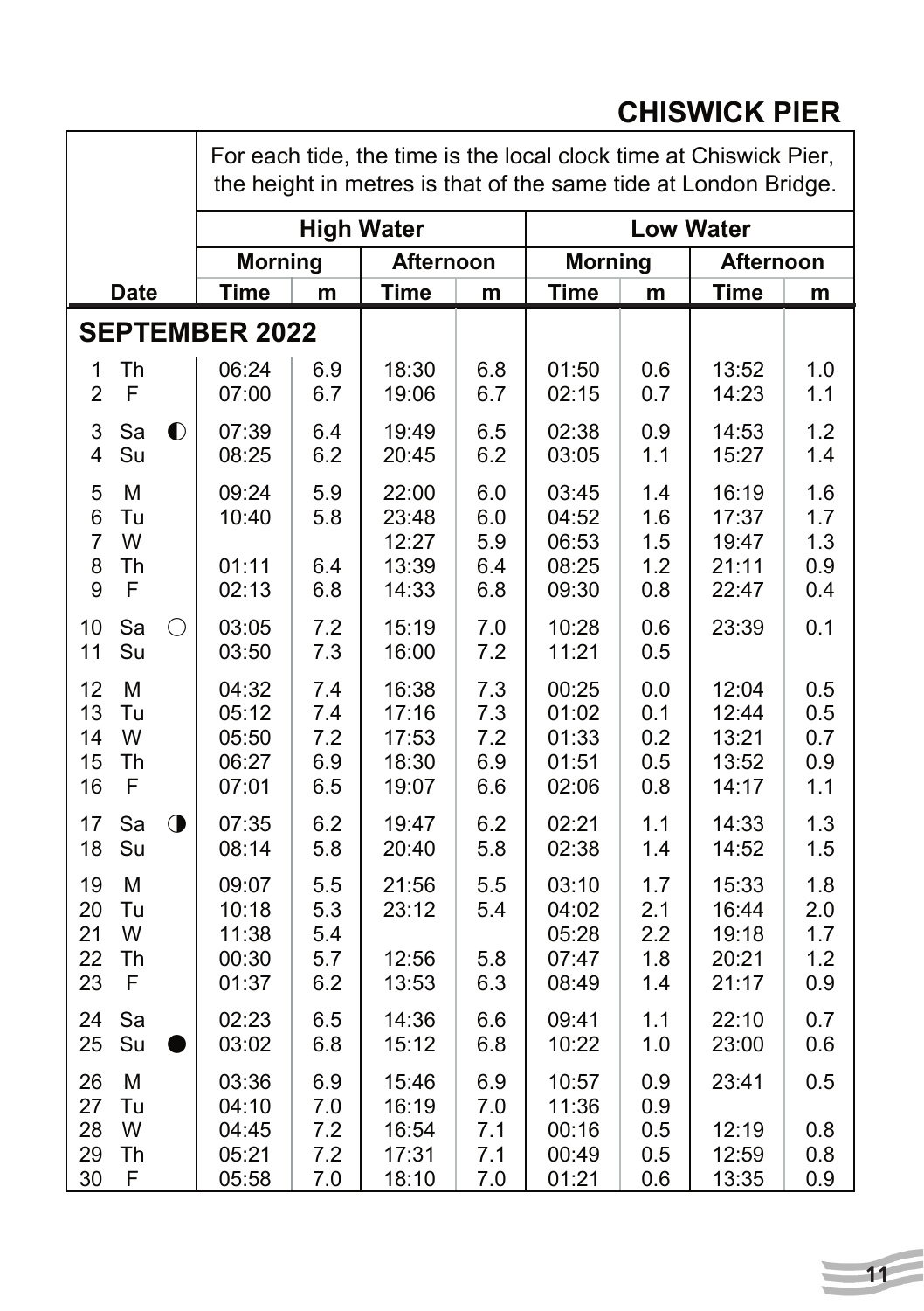# CHISWICK PIER

| Date | | | High Water | | | | Low Water | | | |
|---|---|---|---|---|---|---|---|---|---|---|
| | | | Morning | | Afternoon | | Morning | | Afternoon | |
| | | | Time | m | Time | m | Time | m | Time | m |
| **SEPTEMBER 2022** | | | | | | | | | | |
| 1 | Th | | 06:24 | 6.9 | 18:30 | 6.8 | 01:50 | 0.6 | 13:52 | 1.0 |
| 2 | F | | 07:00 | 6.7 | 19:06 | 6.7 | 02:15 | 0.7 | 14:23 | 1.1 |
| 3 | Sa | ◐ | 07:39 | 6.4 | 19:49 | 6.5 | 02:38 | 0.9 | 14:53 | 1.2 |
| 4 | Su | | 08:25 | 6.2 | 20:45 | 6.2 | 03:05 | 1.1 | 15:27 | 1.4 |
| 5 | M | | 09:24 | 5.9 | 22:00 | 6.0 | 03:45 | 1.4 | 16:19 | 1.6 |
| 6 | Tu | | 10:40 | 5.8 | 23:48 | 6.0 | 04:52 | 1.6 | 17:37 | 1.7 |
| 7 | W | | | | 12:27 | 5.9 | 06:53 | 1.5 | 19:47 | 1.3 |
| 8 | Th | | 01:11 | 6.4 | 13:39 | 6.4 | 08:25 | 1.2 | 21:11 | 0.9 |
| 9 | F | | 02:13 | 6.8 | 14:33 | 6.8 | 09:30 | 0.8 | 22:47 | 0.4 |
| 10 | Sa | ○ | 03:05 | 7.2 | 15:19 | 7.0 | 10:28 | 0.6 | 23:39 | 0.1 |
| 11 | Su | | 03:50 | 7.3 | 16:00 | 7.2 | 11:21 | 0.5 | | |
| 12 | M | | 04:32 | 7.4 | 16:38 | 7.3 | 00:25 | 0.0 | 12:04 | 0.5 |
| 13 | Tu | | 05:12 | 7.4 | 17:16 | 7.3 | 01:02 | 0.1 | 12:44 | 0.5 |
| 14 | W | | 05:50 | 7.2 | 17:53 | 7.2 | 01:33 | 0.2 | 13:21 | 0.7 |
| 15 | Th | | 06:27 | 6.9 | 18:30 | 6.9 | 01:51 | 0.5 | 13:52 | 0.9 |
| 16 | F | | 07:01 | 6.5 | 19:07 | 6.6 | 02:06 | 0.8 | 14:17 | 1.1 |
| 17 | Sa | ◑ | 07:35 | 6.2 | 19:47 | 6.2 | 02:21 | 1.1 | 14:33 | 1.3 |
| 18 | Su | | 08:14 | 5.8 | 20:40 | 5.8 | 02:38 | 1.4 | 14:52 | 1.5 |
| 19 | M | | 09:07 | 5.5 | 21:56 | 5.5 | 03:10 | 1.7 | 15:33 | 1.8 |
| 20 | Tu | | 10:18 | 5.3 | 23:12 | 5.4 | 04:02 | 2.1 | 16:44 | 2.0 |
| 21 | W | | 11:38 | 5.4 | | | 05:28 | 2.2 | 19:18 | 1.7 |
| 22 | Th | | 00:30 | 5.7 | 12:56 | 5.8 | 07:47 | 1.8 | 20:21 | 1.2 |
| 23 | F | | 01:37 | 6.2 | 13:53 | 6.3 | 08:49 | 1.4 | 21:17 | 0.9 |
| 24 | Sa | | 02:23 | 6.5 | 14:36 | 6.6 | 09:41 | 1.1 | 22:10 | 0.7 |
| 25 | Su | ● | 03:02 | 6.8 | 15:12 | 6.8 | 10:22 | 1.0 | 23:00 | 0.6 |
| 26 | M | | 03:36 | 6.9 | 15:46 | 6.9 | 10:57 | 0.9 | 23:41 | 0.5 |
| 27 | Tu | | 04:10 | 7.0 | 16:19 | 7.0 | 11:36 | 0.9 | | |
| 28 | W | | 04:45 | 7.2 | 16:54 | 7.1 | 00:16 | 0.5 | 12:19 | 0.8 |
| 29 | Th | | 05:21 | 7.2 | 17:31 | 7.1 | 00:49 | 0.5 | 12:59 | 0.8 |
| 30 | F | | 05:58 | 7.0 | 18:10 | 7.0 | 01:21 | 0.6 | 13:35 | 0.9 |

For each tide, the time is the local clock time at Chiswick Pier, the height in metres is that of the same tide at London Bridge.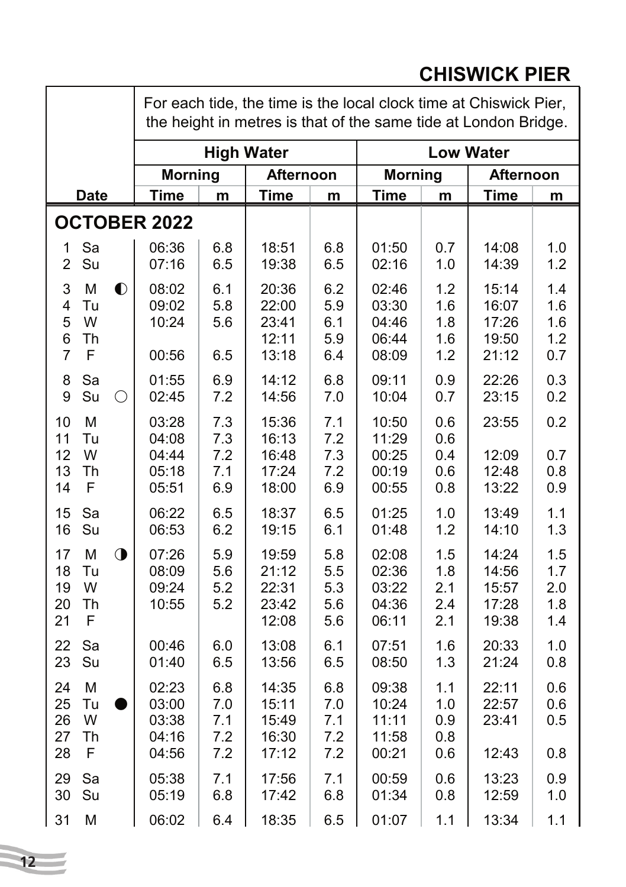## CHISWICK PIER

| Date | | | High Water | | | | Low Water | | | |
|---|---|---|---|---|---|---|---|---|---|---|
| | | | Morning | | Afternoon | | Morning | | Afternoon | |
| | | | Time | m | Time | m | Time | m | Time | m |
| **OCTOBER 2022** | | | | | | | | | | |
| 1 | Sa | | 06:36 | 6.8 | 18:51 | 6.8 | 01:50 | 0.7 | 14:08 | 1.0 |
| 2 | Su | | 07:16 | 6.5 | 19:38 | 6.5 | 02:16 | 1.0 | 14:39 | 1.2 |
| 3 | M | ◐ | 08:02 | 6.1 | 20:36 | 6.2 | 02:46 | 1.2 | 15:14 | 1.4 |
| 4 | Tu | | 09:02 | 5.8 | 22:00 | 5.9 | 03:30 | 1.6 | 16:07 | 1.6 |
| 5 | W | | 10:24 | 5.6 | 23:41 | 6.1 | 04:46 | 1.8 | 17:26 | 1.6 |
| 6 | Th | | | | 12:11 | 5.9 | 06:44 | 1.6 | 19:50 | 1.2 |
| 7 | F | | 00:56 | 6.5 | 13:18 | 6.4 | 08:09 | 1.2 | 21:12 | 0.7 |
| 8 | Sa | | 01:55 | 6.9 | 14:12 | 6.8 | 09:11 | 0.9 | 22:26 | 0.3 |
| 9 | Su | ○ | 02:45 | 7.2 | 14:56 | 7.0 | 10:04 | 0.7 | 23:15 | 0.2 |
| 10 | M | | 03:28 | 7.3 | 15:36 | 7.1 | 10:50 | 0.6 | 23:55 | 0.2 |
| 11 | Tu | | 04:08 | 7.3 | 16:13 | 7.2 | 11:29 | 0.6 | | |
| 12 | W | | 04:44 | 7.2 | 16:48 | 7.3 | 00:25 | 0.4 | 12:09 | 0.7 |
| 13 | Th | | 05:18 | 7.1 | 17:24 | 7.2 | 00:19 | 0.6 | 12:48 | 0.8 |
| 14 | F | | 05:51 | 6.9 | 18:00 | 6.9 | 00:55 | 0.8 | 13:22 | 0.9 |
| 15 | Sa | | 06:22 | 6.5 | 18:37 | 6.5 | 01:25 | 1.0 | 13:49 | 1.1 |
| 16 | Su | | 06:53 | 6.2 | 19:15 | 6.1 | 01:48 | 1.2 | 14:10 | 1.3 |
| 17 | M | ◑ | 07:26 | 5.9 | 19:59 | 5.8 | 02:08 | 1.5 | 14:24 | 1.5 |
| 18 | Tu | | 08:09 | 5.6 | 21:12 | 5.5 | 02:36 | 1.8 | 14:56 | 1.7 |
| 19 | W | | 09:24 | 5.2 | 22:31 | 5.3 | 03:22 | 2.1 | 15:57 | 2.0 |
| 20 | Th | | 10:55 | 5.2 | 23:42 | 5.6 | 04:36 | 2.4 | 17:28 | 1.8 |
| 21 | F | | | | 12:08 | 5.6 | 06:11 | 2.1 | 19:38 | 1.4 |
| 22 | Sa | | 00:46 | 6.0 | 13:08 | 6.1 | 07:51 | 1.6 | 20:33 | 1.0 |
| 23 | Su | | 01:40 | 6.5 | 13:56 | 6.5 | 08:50 | 1.3 | 21:24 | 0.8 |
| 24 | M | | 02:23 | 6.8 | 14:35 | 6.8 | 09:38 | 1.1 | 22:11 | 0.6 |
| 25 | Tu | ● | 03:00 | 7.0 | 15:11 | 7.0 | 10:24 | 1.0 | 22:57 | 0.6 |
| 26 | W | | 03:38 | 7.1 | 15:49 | 7.1 | 11:11 | 0.9 | 23:41 | 0.5 |
| 27 | Th | | 04:16 | 7.2 | 16:30 | 7.2 | 11:58 | 0.8 | | |
| 28 | F | | 04:56 | 7.2 | 17:12 | 7.2 | 00:21 | 0.6 | 12:43 | 0.8 |
| 29 | Sa | | 05:38 | 7.1 | 17:56 | 7.1 | 00:59 | 0.6 | 13:23 | 0.9 |
| 30 | Su | | 05:19 | 6.8 | 17:42 | 6.8 | 01:34 | 0.8 | 12:59 | 1.0 |
| 31 | M | | 06:02 | 6.4 | 18:35 | 6.5 | 01:07 | 1.1 | 13:34 | 1.1 |

For each tide, the time is the local clock time at Chiswick Pier, the height in metres is that of the same tide at London Bridge.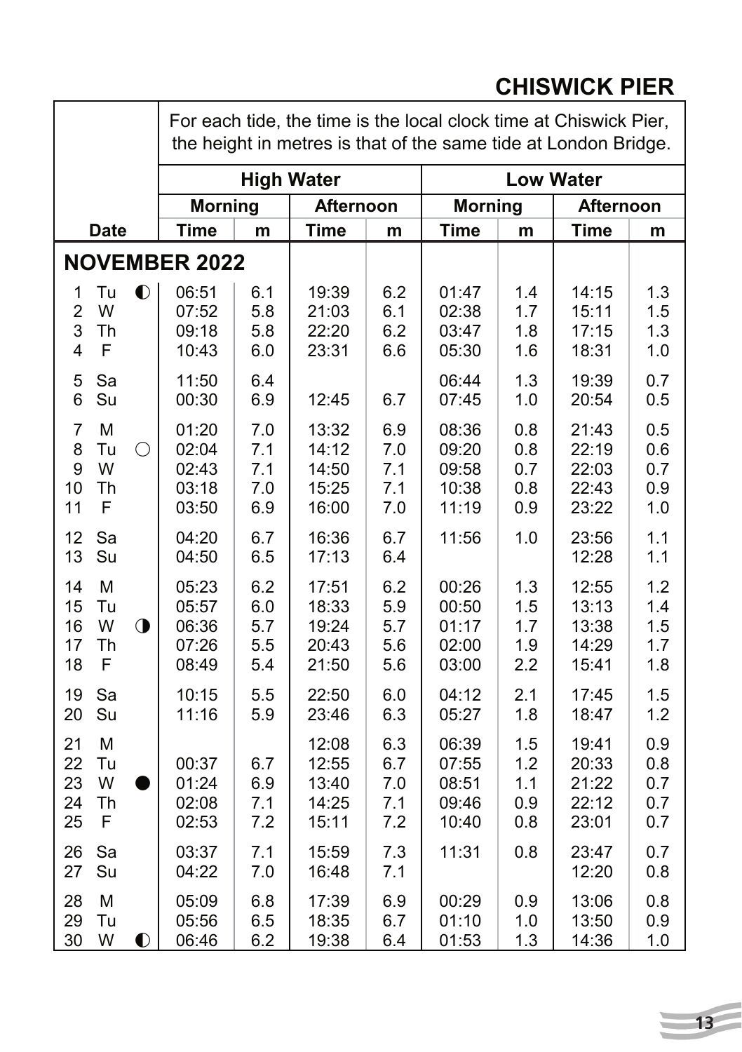# CHISWICK PIER

| Date | | | High Water | | | | Low Water | | | |
|---|---|---|---|---|---|---|---|---|---|---|
| | | | Morning | | Afternoon | | Morning | | Afternoon | |
| | | | Time | m | Time | m | Time | m | Time | m |

For each tide, the time is the local clock time at Chiswick Pier, the height in metres is that of the same tide at London Bridge.

**NOVEMBER 2022**

| Date | | | HW Morning Time | m | HW Afternoon Time | m | LW Morning Time | m | LW Afternoon Time | m |
|---|---|---|---|---|---|---|---|---|---|---|
| 1 | Tu | ◐ | 06:51 | 6.1 | 19:39 | 6.2 | 01:47 | 1.4 | 14:15 | 1.3 |
| 2 | W | | 07:52 | 5.8 | 21:03 | 6.1 | 02:38 | 1.7 | 15:11 | 1.5 |
| 3 | Th | | 09:18 | 5.8 | 22:20 | 6.2 | 03:47 | 1.8 | 17:15 | 1.3 |
| 4 | F | | 10:43 | 6.0 | 23:31 | 6.6 | 05:30 | 1.6 | 18:31 | 1.0 |
| 5 | Sa | | 11:50 | 6.4 | | | 06:44 | 1.3 | 19:39 | 0.7 |
| 6 | Su | | 00:30 | 6.9 | 12:45 | 6.7 | 07:45 | 1.0 | 20:54 | 0.5 |
| 7 | M | | 01:20 | 7.0 | 13:32 | 6.9 | 08:36 | 0.8 | 21:43 | 0.5 |
| 8 | Tu | ○ | 02:04 | 7.1 | 14:12 | 7.0 | 09:20 | 0.8 | 22:19 | 0.6 |
| 9 | W | | 02:43 | 7.1 | 14:50 | 7.1 | 09:58 | 0.7 | 22:03 | 0.7 |
| 10 | Th | | 03:18 | 7.0 | 15:25 | 7.1 | 10:38 | 0.8 | 22:43 | 0.9 |
| 11 | F | | 03:50 | 6.9 | 16:00 | 7.0 | 11:19 | 0.9 | 23:22 | 1.0 |
| 12 | Sa | | 04:20 | 6.7 | 16:36 | 6.7 | 11:56 | 1.0 | 23:56 | 1.1 |
| 13 | Su | | 04:50 | 6.5 | 17:13 | 6.4 | | | 12:28 | 1.1 |
| 14 | M | | 05:23 | 6.2 | 17:51 | 6.2 | 00:26 | 1.3 | 12:55 | 1.2 |
| 15 | Tu | | 05:57 | 6.0 | 18:33 | 5.9 | 00:50 | 1.5 | 13:13 | 1.4 |
| 16 | W | ◑ | 06:36 | 5.7 | 19:24 | 5.7 | 01:17 | 1.7 | 13:38 | 1.5 |
| 17 | Th | | 07:26 | 5.5 | 20:43 | 5.6 | 02:00 | 1.9 | 14:29 | 1.7 |
| 18 | F | | 08:49 | 5.4 | 21:50 | 5.6 | 03:00 | 2.2 | 15:41 | 1.8 |
| 19 | Sa | | 10:15 | 5.5 | 22:50 | 6.0 | 04:12 | 2.1 | 17:45 | 1.5 |
| 20 | Su | | 11:16 | 5.9 | 23:46 | 6.3 | 05:27 | 1.8 | 18:47 | 1.2 |
| 21 | M | | | | 12:08 | 6.3 | 06:39 | 1.5 | 19:41 | 0.9 |
| 22 | Tu | | 00:37 | 6.7 | 12:55 | 6.7 | 07:55 | 1.2 | 20:33 | 0.8 |
| 23 | W | ● | 01:24 | 6.9 | 13:40 | 7.0 | 08:51 | 1.1 | 21:22 | 0.7 |
| 24 | Th | | 02:08 | 7.1 | 14:25 | 7.1 | 09:46 | 0.9 | 22:12 | 0.7 |
| 25 | F | | 02:53 | 7.2 | 15:11 | 7.2 | 10:40 | 0.8 | 23:01 | 0.7 |
| 26 | Sa | | 03:37 | 7.1 | 15:59 | 7.3 | 11:31 | 0.8 | 23:47 | 0.7 |
| 27 | Su | | 04:22 | 7.0 | 16:48 | 7.1 | | | 12:20 | 0.8 |
| 28 | M | | 05:09 | 6.8 | 17:39 | 6.9 | 00:29 | 0.9 | 13:06 | 0.8 |
| 29 | Tu | | 05:56 | 6.5 | 18:35 | 6.7 | 01:10 | 1.0 | 13:50 | 0.9 |
| 30 | W | ◐ | 06:46 | 6.2 | 19:38 | 6.4 | 01:53 | 1.3 | 14:36 | 1.0 |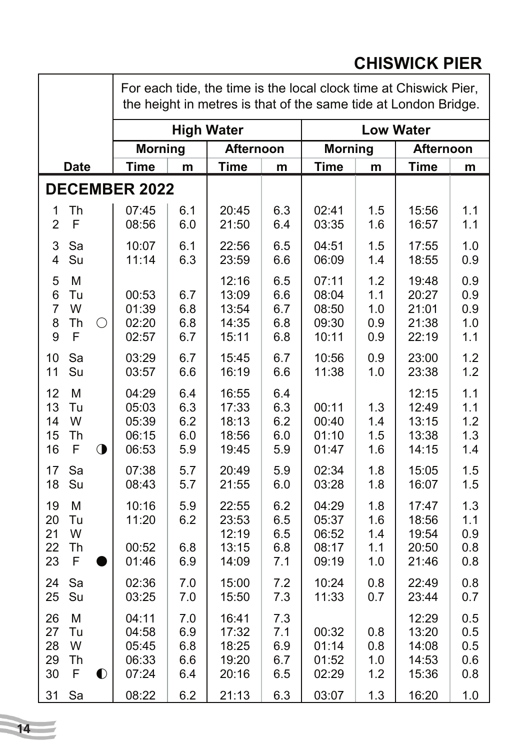## CHISWICK PIER

For each tide, the time is the local clock time at Chiswick Pier, the height in metres is that of the same tide at London Bridge.

| Date | | | High Water | | | | Low Water | | | |
|---|---|---|---|---|---|---|---|---|---|---|
| | | | Morning | | Afternoon | | Morning | | Afternoon | |
| | | | Time | m | Time | m | Time | m | Time | m |
| **DECEMBER 2022** | | | | | | | | | | |
| 1 | Th | | 07:45 | 6.1 | 20:45 | 6.3 | 02:41 | 1.5 | 15:56 | 1.1 |
| 2 | F | | 08:56 | 6.0 | 21:50 | 6.4 | 03:35 | 1.6 | 16:57 | 1.1 |
| 3 | Sa | | 10:07 | 6.1 | 22:56 | 6.5 | 04:51 | 1.5 | 17:55 | 1.0 |
| 4 | Su | | 11:14 | 6.3 | 23:59 | 6.6 | 06:09 | 1.4 | 18:55 | 0.9 |
| 5 | M | | | | 12:16 | 6.5 | 07:11 | 1.2 | 19:48 | 0.9 |
| 6 | Tu | | 00:53 | 6.7 | 13:09 | 6.6 | 08:04 | 1.1 | 20:27 | 0.9 |
| 7 | W | | 01:39 | 6.8 | 13:54 | 6.7 | 08:50 | 1.0 | 21:01 | 0.9 |
| 8 | Th | ○ | 02:20 | 6.8 | 14:35 | 6.8 | 09:30 | 0.9 | 21:38 | 1.0 |
| 9 | F | | 02:57 | 6.7 | 15:11 | 6.8 | 10:11 | 0.9 | 22:19 | 1.1 |
| 10 | Sa | | 03:29 | 6.7 | 15:45 | 6.7 | 10:56 | 0.9 | 23:00 | 1.2 |
| 11 | Su | | 03:57 | 6.6 | 16:19 | 6.6 | 11:38 | 1.0 | 23:38 | 1.2 |
| 12 | M | | 04:29 | 6.4 | 16:55 | 6.4 | | | 12:15 | 1.1 |
| 13 | Tu | | 05:03 | 6.3 | 17:33 | 6.3 | 00:11 | 1.3 | 12:49 | 1.1 |
| 14 | W | | 05:39 | 6.2 | 18:13 | 6.2 | 00:40 | 1.4 | 13:15 | 1.2 |
| 15 | Th | | 06:15 | 6.0 | 18:56 | 6.0 | 01:10 | 1.5 | 13:38 | 1.3 |
| 16 | F | ◑ | 06:53 | 5.9 | 19:45 | 5.9 | 01:47 | 1.6 | 14:15 | 1.4 |
| 17 | Sa | | 07:38 | 5.7 | 20:49 | 5.9 | 02:34 | 1.8 | 15:05 | 1.5 |
| 18 | Su | | 08:43 | 5.7 | 21:55 | 6.0 | 03:28 | 1.8 | 16:07 | 1.5 |
| 19 | M | | 10:16 | 5.9 | 22:55 | 6.2 | 04:29 | 1.8 | 17:47 | 1.3 |
| 20 | Tu | | 11:20 | 6.2 | 23:53 | 6.5 | 05:37 | 1.6 | 18:56 | 1.1 |
| 21 | W | | | | 12:19 | 6.5 | 06:52 | 1.4 | 19:54 | 0.9 |
| 22 | Th | | 00:52 | 6.8 | 13:15 | 6.8 | 08:17 | 1.1 | 20:50 | 0.8 |
| 23 | F | ● | 01:46 | 6.9 | 14:09 | 7.1 | 09:19 | 1.0 | 21:46 | 0.8 |
| 24 | Sa | | 02:36 | 7.0 | 15:00 | 7.2 | 10:24 | 0.8 | 22:49 | 0.8 |
| 25 | Su | | 03:25 | 7.0 | 15:50 | 7.3 | 11:33 | 0.7 | 23:44 | 0.7 |
| 26 | M | | 04:11 | 7.0 | 16:41 | 7.3 | | | 12:29 | 0.5 |
| 27 | Tu | | 04:58 | 6.9 | 17:32 | 7.1 | 00:32 | 0.8 | 13:20 | 0.5 |
| 28 | W | | 05:45 | 6.8 | 18:25 | 6.9 | 01:14 | 0.8 | 14:08 | 0.5 |
| 29 | Th | | 06:33 | 6.6 | 19:20 | 6.7 | 01:52 | 1.0 | 14:53 | 0.6 |
| 30 | F | ◐ | 07:24 | 6.4 | 20:16 | 6.5 | 02:29 | 1.2 | 15:36 | 0.8 |
| 31 | Sa | | 08:22 | 6.2 | 21:13 | 6.3 | 03:07 | 1.3 | 16:20 | 1.0 |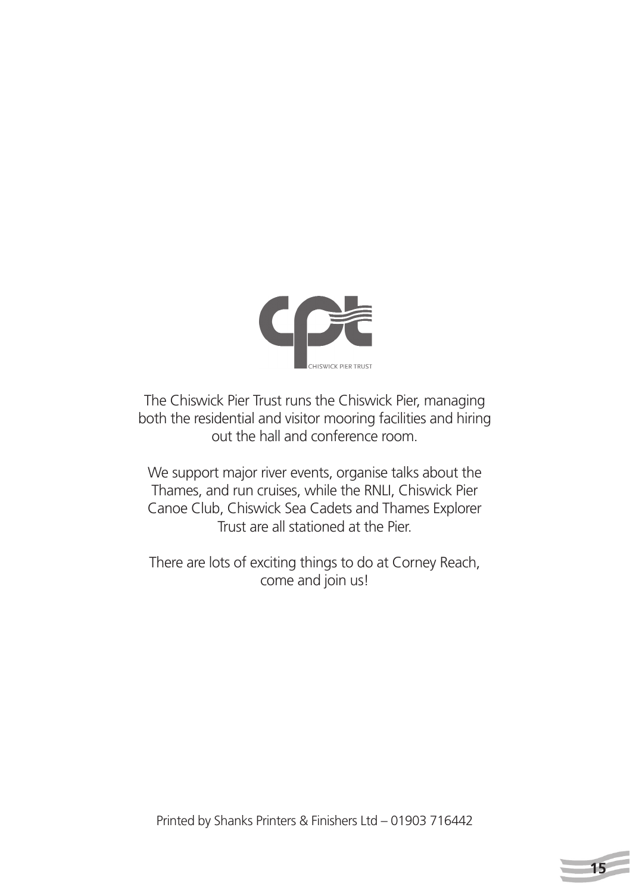CHISWICK PIER TRUST

The Chiswick Pier Trust runs the Chiswick Pier, managing both the residential and visitor mooring facilities and hiring out the hall and conference room.

We support major river events, organise talks about the Thames, and run cruises, while the RNLI, Chiswick Pier Canoe Club, Chiswick Sea Cadets and Thames Explorer Trust are all stationed at the Pier.

There are lots of exciting things to do at Corney Reach, come and join us!

Printed by Shanks Printers & Finishers Ltd – 01903 716442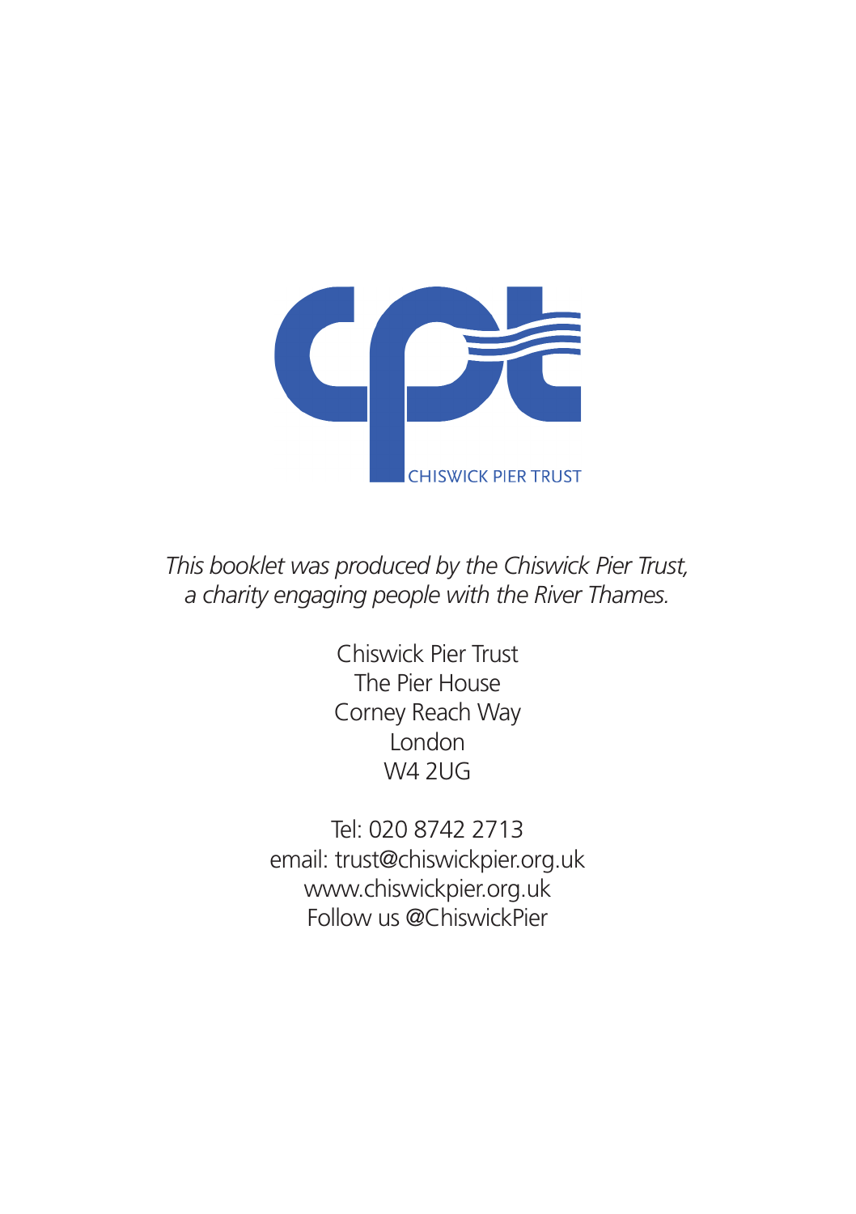CHISWICK PIER TRUST

*This booklet was produced by the Chiswick Pier Trust,*
*a charity engaging people with the River Thames.*

Chiswick Pier Trust
The Pier House
Corney Reach Way
London
W4 2UG

Tel: 020 8742 2713
email: trust@chiswickpier.org.uk
www.chiswickpier.org.uk
Follow us @ChiswickPier